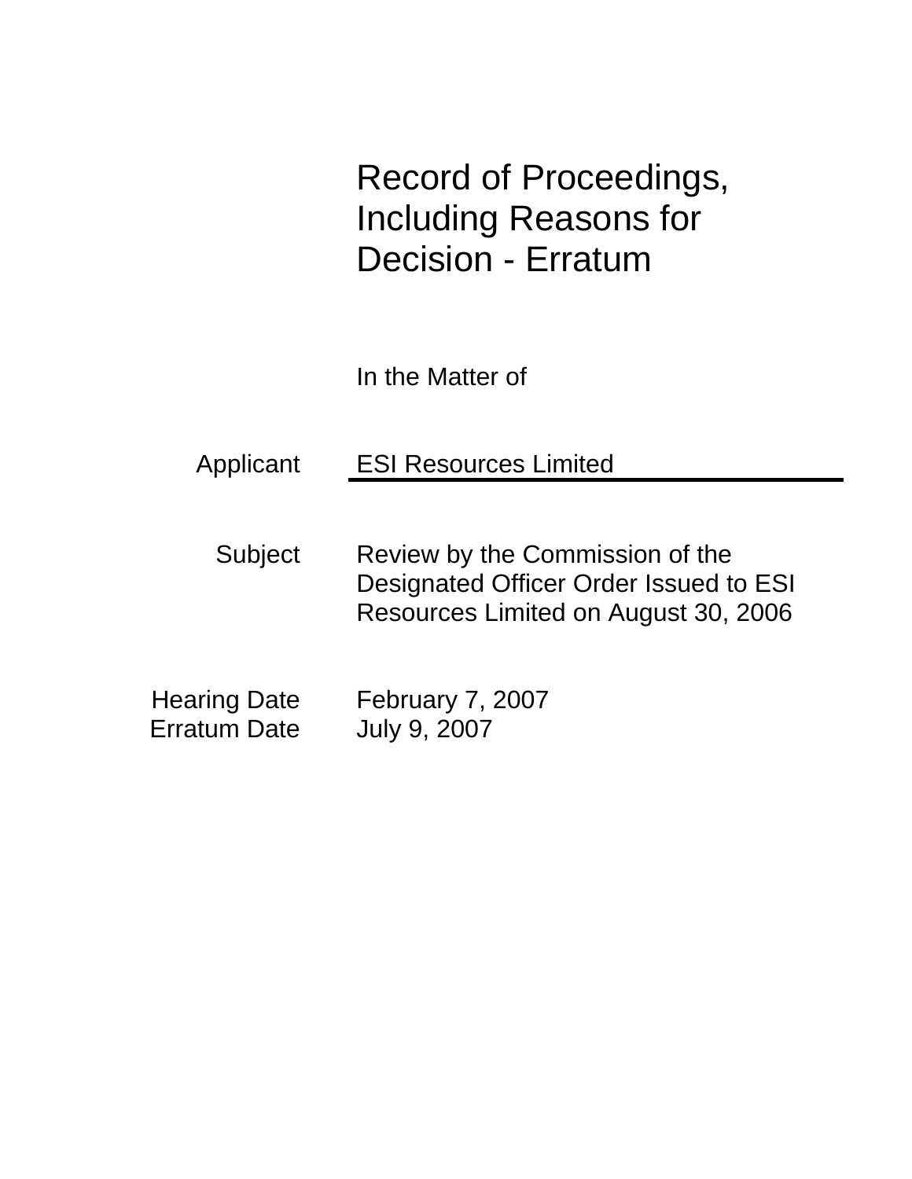# Record of Proceedings, Including Reasons for Decision - Erratum

In the Matter of

| | |
|---|---|
| Applicant | ESI Resources Limited |
| Subject | Review by the Commission of the Designated Officer Order Issued to ESI Resources Limited on August 30, 2006 |
| Hearing Date | February 7, 2007 |
| Erratum Date | July 9, 2007 |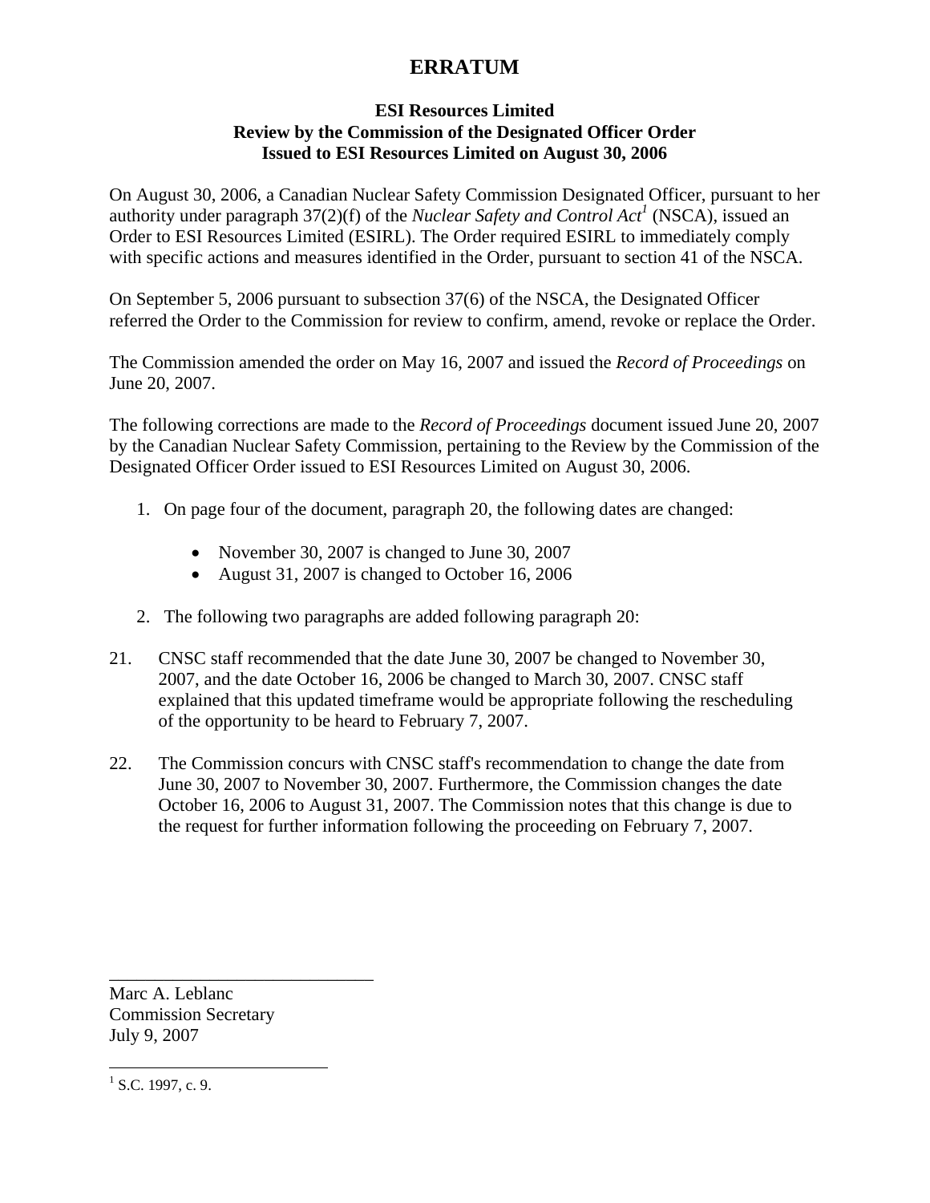# ERRATUM

**ESI Resources Limited**
**Review by the Commission of the Designated Officer Order**
**Issued to ESI Resources Limited on August 30, 2006**

On August 30, 2006, a Canadian Nuclear Safety Commission Designated Officer, pursuant to her authority under paragraph 37(2)(f) of the *Nuclear Safety and Control Act*[1] (NSCA), issued an Order to ESI Resources Limited (ESIRL). The Order required ESIRL to immediately comply with specific actions and measures identified in the Order, pursuant to section 41 of the NSCA.

On September 5, 2006 pursuant to subsection 37(6) of the NSCA, the Designated Officer referred the Order to the Commission for review to confirm, amend, revoke or replace the Order.

The Commission amended the order on May 16, 2007 and issued the *Record of Proceedings* on June 20, 2007.

The following corrections are made to the *Record of Proceedings* document issued June 20, 2007 by the Canadian Nuclear Safety Commission, pertaining to the Review by the Commission of the Designated Officer Order issued to ESI Resources Limited on August 30, 2006.

1. On page four of the document, paragraph 20, the following dates are changed:

   - November 30, 2007 is changed to June 30, 2007
   - August 31, 2007 is changed to October 16, 2006

2. The following two paragraphs are added following paragraph 20:

21. CNSC staff recommended that the date June 30, 2007 be changed to November 30, 2007, and the date October 16, 2006 be changed to March 30, 2007. CNSC staff explained that this updated timeframe would be appropriate following the rescheduling of the opportunity to be heard to February 7, 2007.

22. The Commission concurs with CNSC staff's recommendation to change the date from June 30, 2007 to November 30, 2007. Furthermore, the Commission changes the date October 16, 2006 to August 31, 2007. The Commission notes that this change is due to the request for further information following the proceeding on February 7, 2007.

______________________________

Marc A. Leblanc
Commission Secretary
July 9, 2007

[1] S.C. 1997, c. 9.